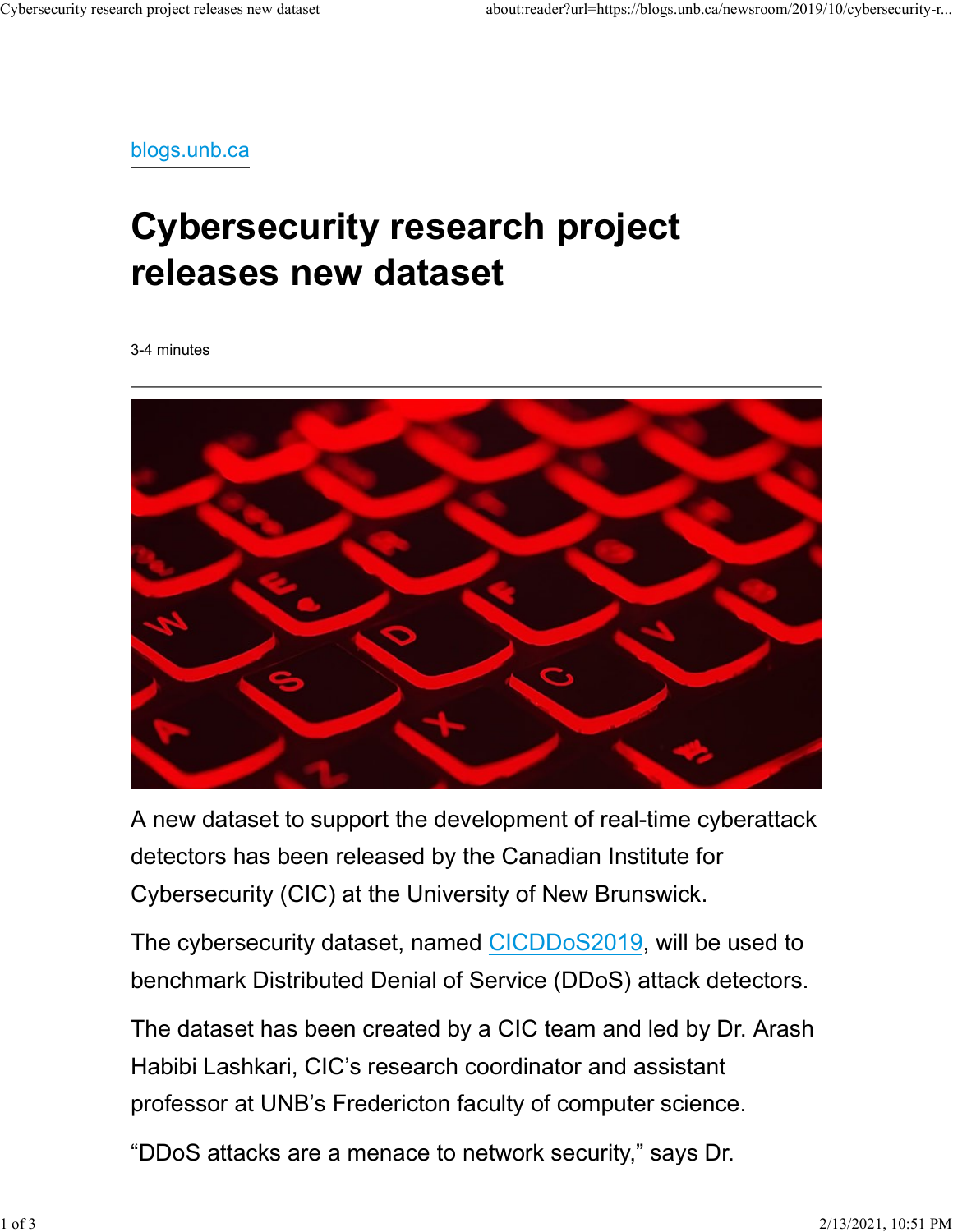blogs.unb.ca

# Cybersecurity research project releases new dataset

3-4 minutes

---

A new dataset to support the development of real-time cyberattack detectors has been released by the Canadian Institute for Cybersecurity (CIC) at the University of New Brunswick.

The cybersecurity dataset, named CICDDoS2019, will be used to benchmark Distributed Denial of Service (DDoS) attack detectors.

The dataset has been created by a CIC team and led by Dr. Arash Habibi Lashkari, CIC's research coordinator and assistant professor at UNB's Fredericton faculty of computer science.

"DDoS attacks are a menace to network security," says Dr.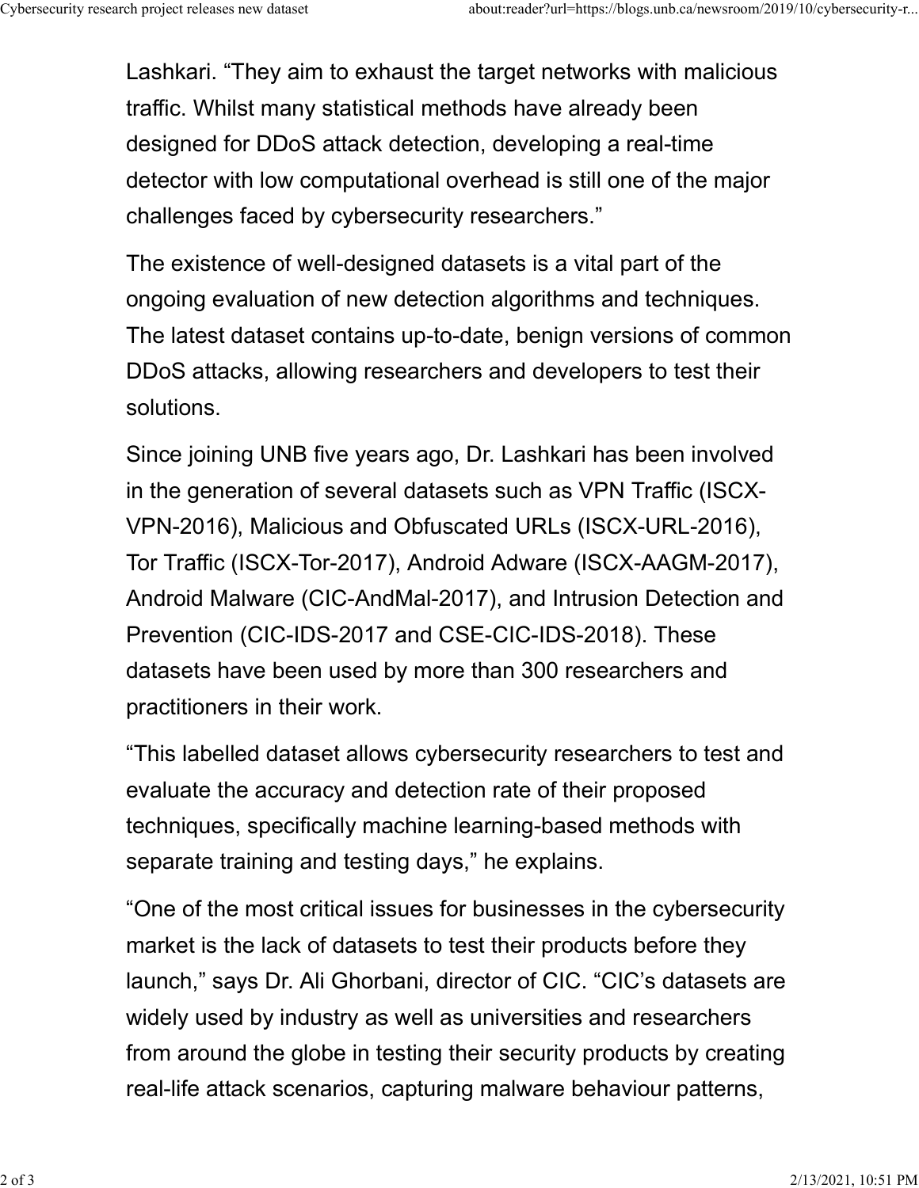Lashkari. “They aim to exhaust the target networks with malicious traffic. Whilst many statistical methods have already been designed for DDoS attack detection, developing a real-time detector with low computational overhead is still one of the major challenges faced by cybersecurity researchers.”

The existence of well-designed datasets is a vital part of the ongoing evaluation of new detection algorithms and techniques. The latest dataset contains up-to-date, benign versions of common DDoS attacks, allowing researchers and developers to test their solutions.

Since joining UNB five years ago, Dr. Lashkari has been involved in the generation of several datasets such as VPN Traffic (ISCX-VPN-2016), Malicious and Obfuscated URLs (ISCX-URL-2016), Tor Traffic (ISCX-Tor-2017), Android Adware (ISCX-AAGM-2017), Android Malware (CIC-AndMal-2017), and Intrusion Detection and Prevention (CIC-IDS-2017 and CSE-CIC-IDS-2018). These datasets have been used by more than 300 researchers and practitioners in their work.

“This labelled dataset allows cybersecurity researchers to test and evaluate the accuracy and detection rate of their proposed techniques, specifically machine learning-based methods with separate training and testing days,” he explains.

“One of the most critical issues for businesses in the cybersecurity market is the lack of datasets to test their products before they launch,” says Dr. Ali Ghorbani, director of CIC. “CIC’s datasets are widely used by industry as well as universities and researchers from around the globe in testing their security products by creating real-life attack scenarios, capturing malware behaviour patterns,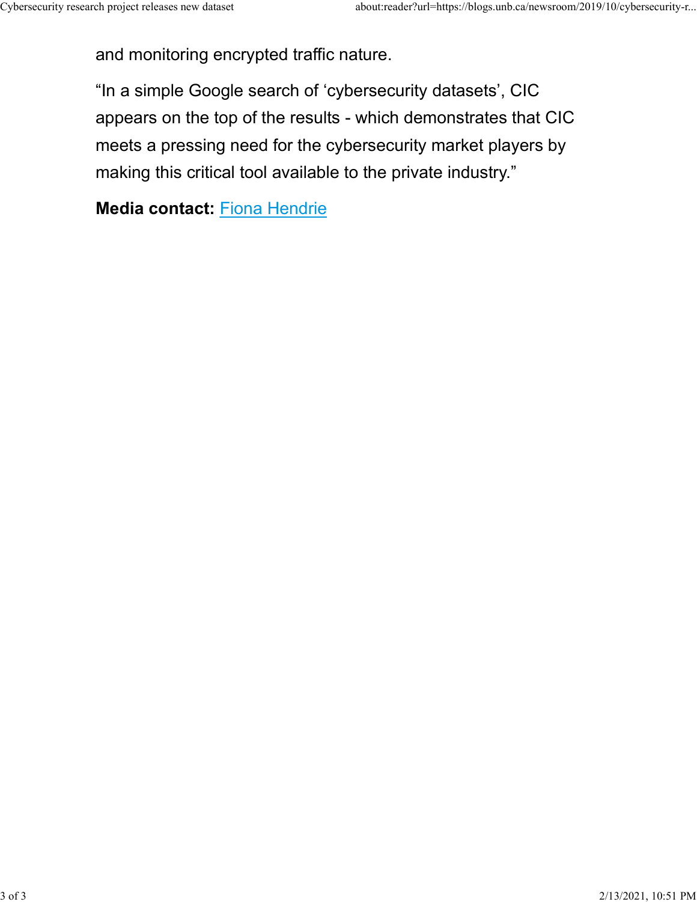and monitoring encrypted traffic nature.

“In a simple Google search of ‘cybersecurity datasets’, CIC appears on the top of the results - which demonstrates that CIC meets a pressing need for the cybersecurity market players by making this critical tool available to the private industry.”

**Media contact:** Fiona Hendrie